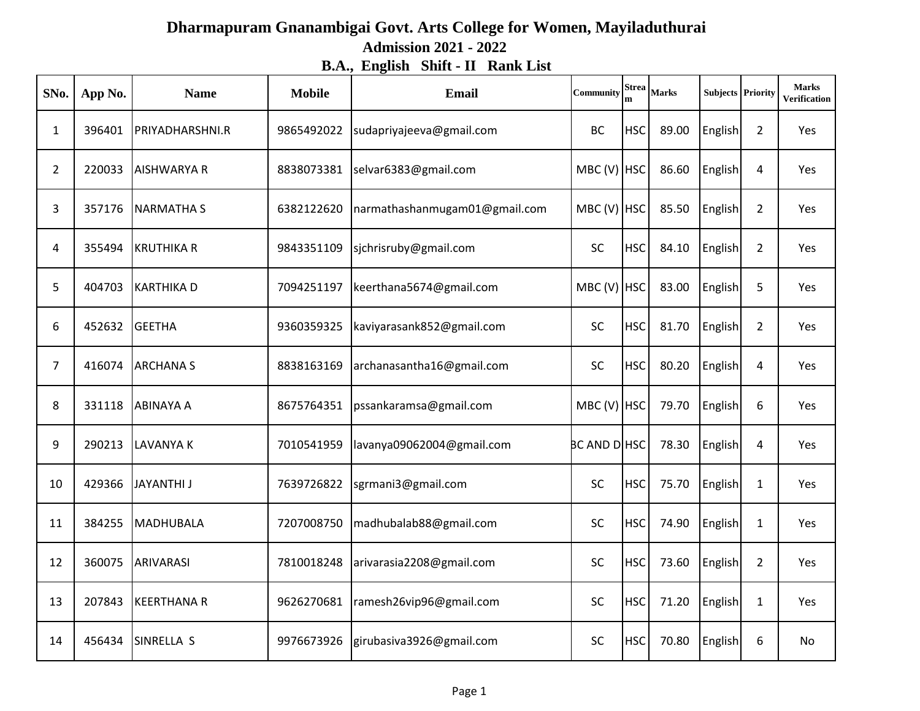# Dharmapuram Gnanambigai Govt. Arts College for Women, Mayiladuthurai

## Admission 2021 - 2022

## B.A., English Shift - II Rank List

| SNo. | App No. | Name | Mobile | Email | Community | Stream | Marks | Subjects | Priority | Marks Verification |
|---|---|---|---|---|---|---|---|---|---|---|
| 1 | 396401 | PRIYADHARSHNI.R | 9865492022 | sudapriyajeeva@gmail.com | BC | HSC | 89.00 | English | 2 | Yes |
| 2 | 220033 | AISHWARYA R | 8838073381 | selvar6383@gmail.com | MBC (V) | HSC | 86.60 | English | 4 | Yes |
| 3 | 357176 | NARMATHA S | 6382122620 | narmathashanmugam01@gmail.com | MBC (V) | HSC | 85.50 | English | 2 | Yes |
| 4 | 355494 | KRUTHIKA R | 9843351109 | sjchrisruby@gmail.com | SC | HSC | 84.10 | English | 2 | Yes |
| 5 | 404703 | KARTHIKA D | 7094251197 | keerthana5674@gmail.com | MBC (V) | HSC | 83.00 | English | 5 | Yes |
| 6 | 452632 | GEETHA | 9360359325 | kaviyarasank852@gmail.com | SC | HSC | 81.70 | English | 2 | Yes |
| 7 | 416074 | ARCHANA S | 8838163169 | archanasantha16@gmail.com | SC | HSC | 80.20 | English | 4 | Yes |
| 8 | 331118 | ABINAYA A | 8675764351 | pssankaramsa@gmail.com | MBC (V) | HSC | 79.70 | English | 6 | Yes |
| 9 | 290213 | LAVANYA K | 7010541959 | lavanya09062004@gmail.com | BC AND D | HSC | 78.30 | English | 4 | Yes |
| 10 | 429366 | JAYANTHI J | 7639726822 | sgrmani3@gmail.com | SC | HSC | 75.70 | English | 1 | Yes |
| 11 | 384255 | MADHUBALA | 7207008750 | madhubalab88@gmail.com | SC | HSC | 74.90 | English | 1 | Yes |
| 12 | 360075 | ARIVARASI | 7810018248 | arivarasia2208@gmail.com | SC | HSC | 73.60 | English | 2 | Yes |
| 13 | 207843 | KEERTHANA R | 9626270681 | ramesh26vip96@gmail.com | SC | HSC | 71.20 | English | 1 | Yes |
| 14 | 456434 | SINRELLA S | 9976673926 | girubasiva3926@gmail.com | SC | HSC | 70.80 | English | 6 | No |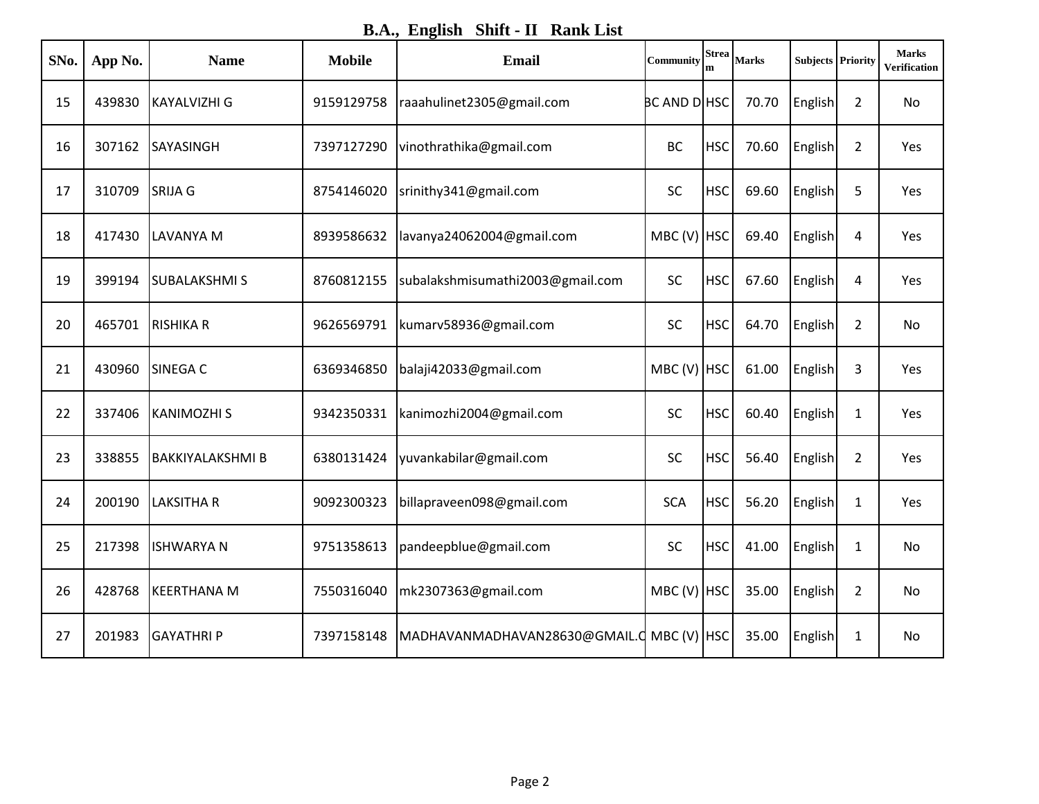## B.A., English Shift - II Rank List

| SNo. | App No. | Name | Mobile | Email | Community | Stream | Marks | Subjects | Priority | Marks Verification |
|---|---|---|---|---|---|---|---|---|---|---|
| 15 | 439830 | KAYALVIZHI G | 9159129758 | raaahulinet2305@gmail.com | BC AND D | HSC | 70.70 | English | 2 | No |
| 16 | 307162 | SAYASINGH | 7397127290 | vinothrathika@gmail.com | BC | HSC | 70.60 | English | 2 | Yes |
| 17 | 310709 | SRIJA G | 8754146020 | srinithy341@gmail.com | SC | HSC | 69.60 | English | 5 | Yes |
| 18 | 417430 | LAVANYA M | 8939586632 | lavanya24062004@gmail.com | MBC (V) | HSC | 69.40 | English | 4 | Yes |
| 19 | 399194 | SUBALAKSHMI S | 8760812155 | subalakshmisumathi2003@gmail.com | SC | HSC | 67.60 | English | 4 | Yes |
| 20 | 465701 | RISHIKA R | 9626569791 | kumarv58936@gmail.com | SC | HSC | 64.70 | English | 2 | No |
| 21 | 430960 | SINEGA C | 6369346850 | balaji42033@gmail.com | MBC (V) | HSC | 61.00 | English | 3 | Yes |
| 22 | 337406 | KANIMOZHI S | 9342350331 | kanimozhi2004@gmail.com | SC | HSC | 60.40 | English | 1 | Yes |
| 23 | 338855 | BAKKIYALAKSHMI B | 6380131424 | yuvankabilar@gmail.com | SC | HSC | 56.40 | English | 2 | Yes |
| 24 | 200190 | LAKSITHA R | 9092300323 | billapraveen098@gmail.com | SCA | HSC | 56.20 | English | 1 | Yes |
| 25 | 217398 | ISHWARYA N | 9751358613 | pandeepblue@gmail.com | SC | HSC | 41.00 | English | 1 | No |
| 26 | 428768 | KEERTHANA M | 7550316040 | mk2307363@gmail.com | MBC (V) | HSC | 35.00 | English | 2 | No |
| 27 | 201983 | GAYATHRI P | 7397158148 | MADHAVANMADHAVAN28630@GMAIL.C | MBC (V) | HSC | 35.00 | English | 1 | No |